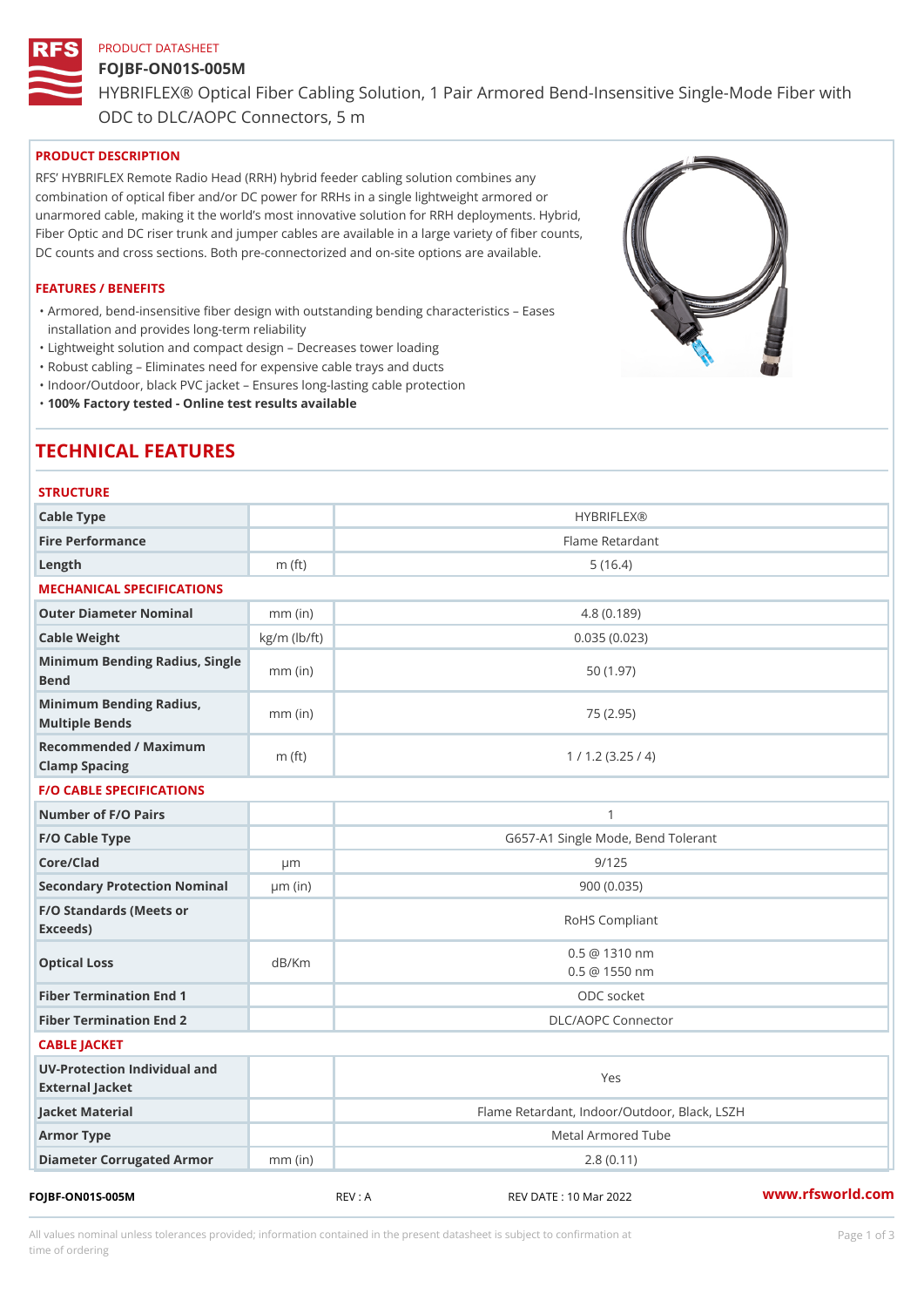PRODUCT DATASHEET

# FOJBF-ON01S-005M

HYBRIFLEX® Optical Fiber Cabling Solution, 1 Pair Armored Bend-Insensitive Single-Mode Fiber with ODC to DLC/AOPC Connectors, 5 m

## PRODUCT DESCRIPTION

RFS' HYBRIFLEX Remote Radio Head (RRH) hybrid feeder cabling solution combines any combination of optical fiber and/or DC power for RRHs in a single lightweight armored or unarmored cable, making it the world's most innovative solution for RRH deployments. Hybrid, Fiber Optic and DC riser trunk and jumper cables are available in a large variety of fiber counts, DC counts and cross sections. Both pre-connectorized and on-site options are available.

## FEATURES / BENEFITS

- Armored, bend-insensitive fiber design with outstanding bending characteristics – Eases installation and provides long-term reliability
- Lightweight solution and compact design – Decreases tower loading
- Robust cabling – Eliminates need for expensive cable trays and ducts
- Indoor/Outdoor, black PVC jacket – Ensures long-lasting cable protection
- **100% Factory tested - Online test results available**

# TECHNICAL FEATURES

| | | |
|---|---|---|
| **STRUCTURE** | | |
| Cable Type | | HYBRIFLEX® |
| Fire Performance | | Flame Retardant |
| Length | m (ft) | 5 (16.4) |
| **MECHANICAL SPECIFICATIONS** | | |
| Outer Diameter Nominal | mm (in) | 4.8 (0.189) |
| Cable Weight | kg/m (lb/ft) | 0.035 (0.023) |
| Minimum Bending Radius, Single Bend | mm (in) | 50 (1.97) |
| Minimum Bending Radius, Multiple Bends | mm (in) | 75 (2.95) |
| Recommended / Maximum Clamp Spacing | m (ft) | 1 / 1.2 (3.25 / 4) |
| **F/O CABLE SPECIFICATIONS** | | |
| Number of F/O Pairs | | 1 |
| F/O Cable Type | | G657-A1 Single Mode, Bend Tolerant |
| Core/Clad | µm | 9/125 |
| Secondary Protection Nominal | µm (in) | 900 (0.035) |
| F/O Standards (Meets or Exceeds) | | RoHS Compliant |
| Optical Loss | dB/Km | 0.5 @ 1310 nm<br>0.5 @ 1550 nm |
| Fiber Termination End 1 | | ODC socket |
| Fiber Termination End 2 | | DLC/AOPC Connector |
| **CABLE JACKET** | | |
| UV-Protection Individual and External Jacket | | Yes |
| Jacket Material | | Flame Retardant, Indoor/Outdoor, Black, LSZH |
| Armor Type | | Metal Armored Tube |
| Diameter Corrugated Armor | mm (in) | 2.8 (0.11) |

FOJBF-ON01S-005M REV : A REV DATE : 10 Mar 2022 www.rfsworld.com

All values nominal unless tolerances provided; information contained in the present datasheet is subject to confirmation at time of ordering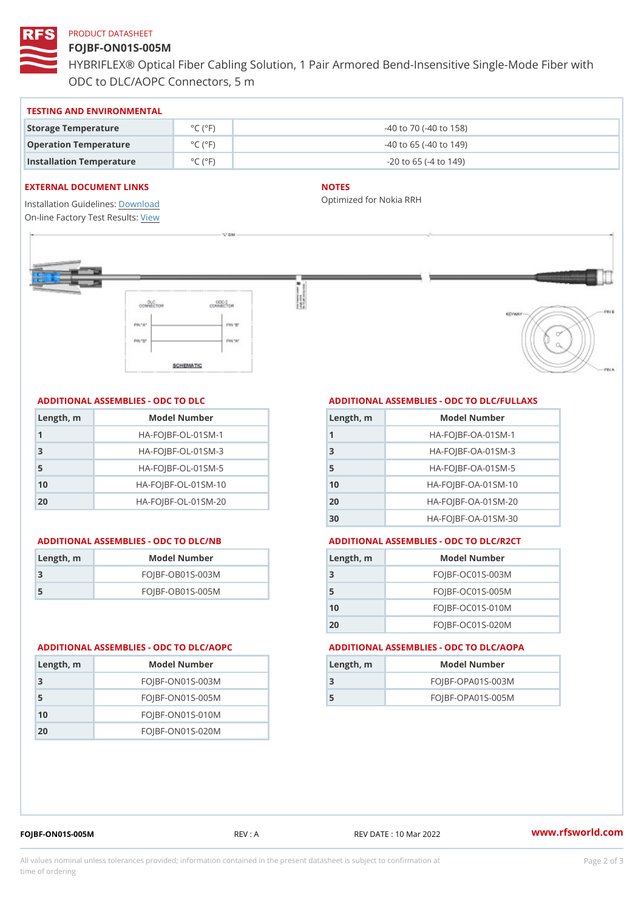PRODUCT DATASHEET

# FOJBF-ON01S-005M

HYBRIFLEX® Optical Fiber Cabling Solution, 1 Pair Armored Bend-Insensitive Single-Mode Fiber with ODC to DLC/AOPC Connectors, 5 m

## TESTING AND ENVIRONMENTAL

| | | |
|---|---|---|
| Storage Temperature | °C (°F) | -40 to 70 (-40 to 158) |
| Operation Temperature | °C (°F) | -40 to 65 (-40 to 149) |
| Installation Temperature | °C (°F) | -20 to 65 (-4 to 149) |

## EXTERNAL DOCUMENT LINKS

Installation Guidelines: Download
On-line Factory Test Results: View

## NOTES

Optimized for Nokia RRH

## ADDITIONAL ASSEMBLIES - ODC TO DLC

| Length, m | Model Number |
|---|---|
| 1 | HA-FOJBF-OL-01SM-1 |
| 3 | HA-FOJBF-OL-01SM-3 |
| 5 | HA-FOJBF-OL-01SM-5 |
| 10 | HA-FOJBF-OL-01SM-10 |
| 20 | HA-FOJBF-OL-01SM-20 |

## ADDITIONAL ASSEMBLIES - ODC TO DLC/FULLAXS

| Length, m | Model Number |
|---|---|
| 1 | HA-FOJBF-OA-01SM-1 |
| 3 | HA-FOJBF-OA-01SM-3 |
| 5 | HA-FOJBF-OA-01SM-5 |
| 10 | HA-FOJBF-OA-01SM-10 |
| 20 | HA-FOJBF-OA-01SM-20 |
| 30 | HA-FOJBF-OA-01SM-30 |

## ADDITIONAL ASSEMBLIES - ODC TO DLC/NB

| Length, m | Model Number |
|---|---|
| 3 | FOJBF-OB01S-003M |
| 5 | FOJBF-OB01S-005M |

## ADDITIONAL ASSEMBLIES - ODC TO DLC/R2CT

| Length, m | Model Number |
|---|---|
| 3 | FOJBF-OC01S-003M |
| 5 | FOJBF-OC01S-005M |
| 10 | FOJBF-OC01S-010M |
| 20 | FOJBF-OC01S-020M |

## ADDITIONAL ASSEMBLIES - ODC TO DLC/AOPC

| Length, m | Model Number |
|---|---|
| 3 | FOJBF-ON01S-003M |
| 5 | FOJBF-ON01S-005M |
| 10 | FOJBF-ON01S-010M |
| 20 | FOJBF-ON01S-020M |

## ADDITIONAL ASSEMBLIES - ODC TO DLC/AOPA

| Length, m | Model Number |
|---|---|
| 3 | FOJBF-OPA01S-003M |
| 5 | FOJBF-OPA01S-005M |

FOJBF-ON01S-005M REV : A REV DATE : 10 Mar 2022 www.rfsworld.com

All values nominal unless tolerances provided; information contained in the present datasheet is subject to confirmation at time of ordering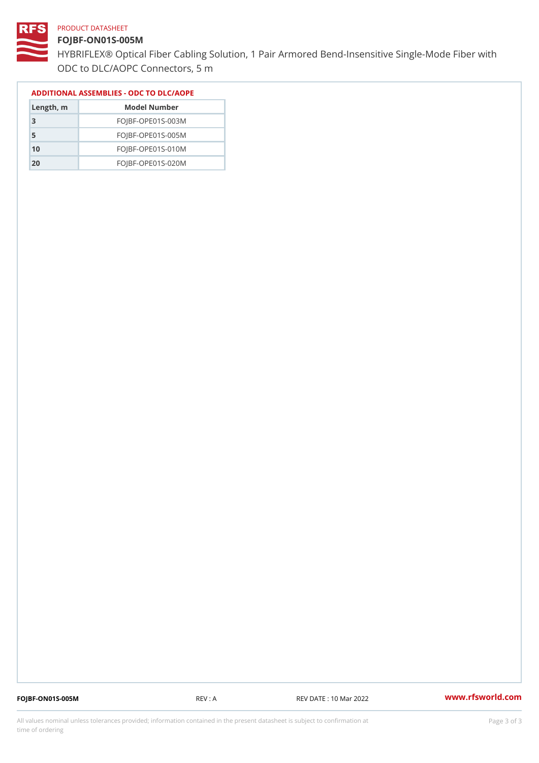PRODUCT DATASHEET

# FOJBF-ON01S-005M

HYBRIFLEX® Optical Fiber Cabling Solution, 1 Pair Armored Bend-Insensitive Single-Mode Fiber with ODC to DLC/AOPC Connectors, 5 m

## ADDITIONAL ASSEMBLIES - ODC TO DLC/AOPE

| Length, m | Model Number |
|---|---|
| 3 | FOJBF-OPE01S-003M |
| 5 | FOJBF-OPE01S-005M |
| 10 | FOJBF-OPE01S-010M |
| 20 | FOJBF-OPE01S-020M |

FOJBF-ON01S-005M REV : A REV DATE : 10 Mar 2022 www.rfsworld.com

All values nominal unless tolerances provided; information contained in the present datasheet is subject to confirmation at time of ordering